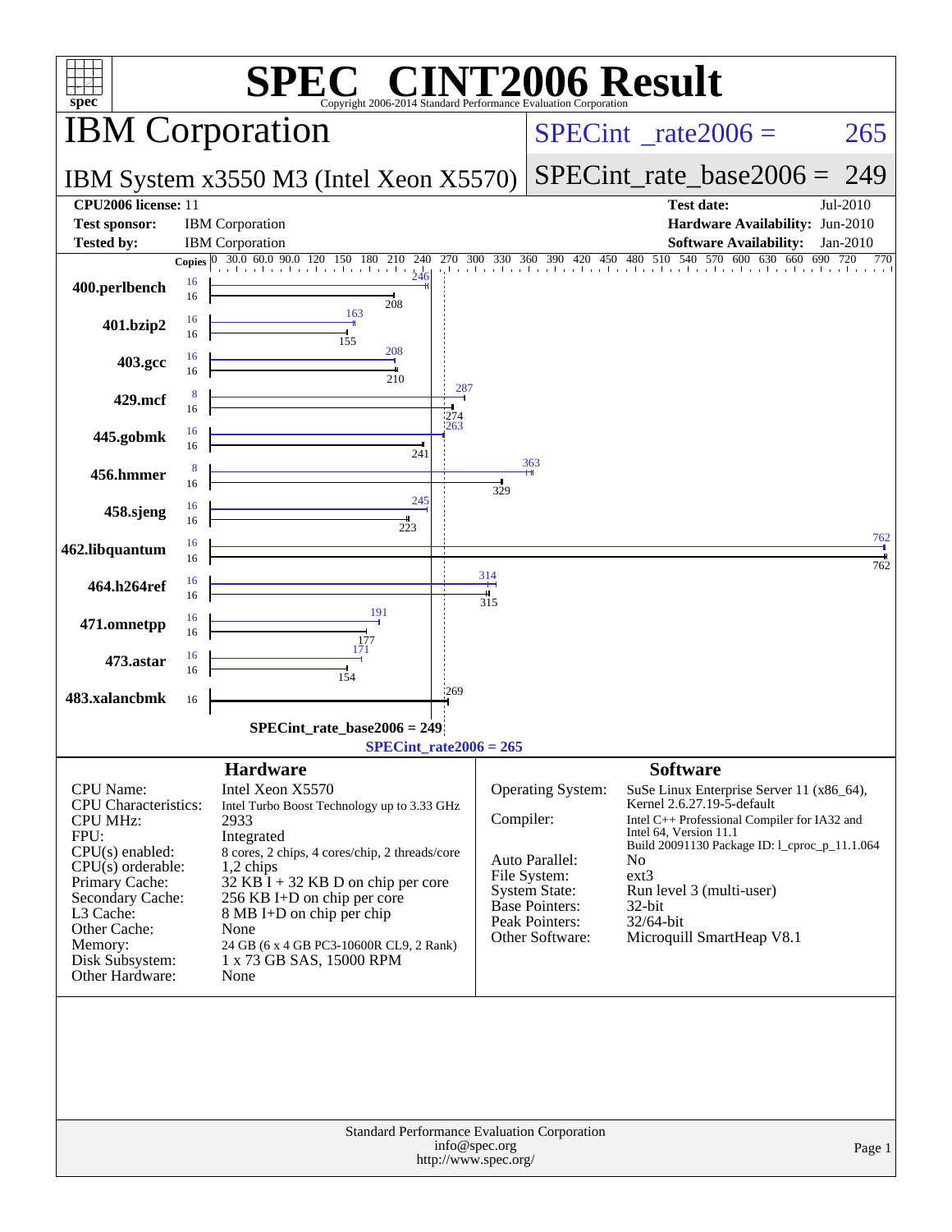# SPEC CINT2006 Result

Copyright 2006-2014 Standard Performance Evaluation Corporation

## IBM Corporation

**IBM System x3550 M3 (Intel Xeon X5570)**

SPECint_rate2006 = 265

SPECint_rate_base2006 = 249

| | | | |
|---|---|---|---|
| **CPU2006 license:** | 11 | **Test date:** | Jul-2010 |
| **Test sponsor:** | IBM Corporation | **Hardware Availability:** | Jun-2010 |
| **Tested by:** | IBM Corporation | **Software Availability:** | Jan-2010 |

| Benchmark | Copies (Peak) | Peak | Copies (Base) | Base |
|---|---|---|---|---|
| 400.perlbench | 16 | 246 | 16 | 208 |
| 401.bzip2 | 16 | 163 | 16 | 155 |
| 403.gcc | 16 | 208 | 16 | 210 |
| 429.mcf | 8 | 287 | 16 | 274 |
| 445.gobmk | 16 | 263 | 16 | 241 |
| 456.hmmer | 8 | 363 | 16 | 329 |
| 458.sjeng | 16 | 245 | 16 | 223 |
| 462.libquantum | 16 | 762 | 16 | 762 |
| 464.h264ref | 16 | 314 | 16 | 315 |
| 471.omnetpp | 16 | 191 | 16 | 177 |
| 473.astar | 16 | 171 | 16 | 154 |
| 483.xalancbmk | | | 16 | 269 |

SPECint_rate_base2006 = 249

SPECint_rate2006 = 265

### Hardware

| | |
|---|---|
| CPU Name: | Intel Xeon X5570 |
| CPU Characteristics: | Intel Turbo Boost Technology up to 3.33 GHz |
| CPU MHz: | 2933 |
| FPU: | Integrated |
| CPU(s) enabled: | 8 cores, 2 chips, 4 cores/chip, 2 threads/core |
| CPU(s) orderable: | 1,2 chips |
| Primary Cache: | 32 KB I + 32 KB D on chip per core |
| Secondary Cache: | 256 KB I+D on chip per core |
| L3 Cache: | 8 MB I+D on chip per chip |
| Other Cache: | None |
| Memory: | 24 GB (6 x 4 GB PC3-10600R CL9, 2 Rank) |
| Disk Subsystem: | 1 x 73 GB SAS, 15000 RPM |
| Other Hardware: | None |

### Software

| | |
|---|---|
| Operating System: | SuSe Linux Enterprise Server 11 (x86_64), Kernel 2.6.27.19-5-default |
| Compiler: | Intel C++ Professional Compiler for IA32 and Intel 64, Version 11.1 Build 20091130 Package ID: l_cproc_p_11.1.064 |
| Auto Parallel: | No |
| File System: | ext3 |
| System State: | Run level 3 (multi-user) |
| Base Pointers: | 32-bit |
| Peak Pointers: | 32/64-bit |
| Other Software: | Microquill SmartHeap V8.1 |

Standard Performance Evaluation Corporation
info@spec.org
http://www.spec.org/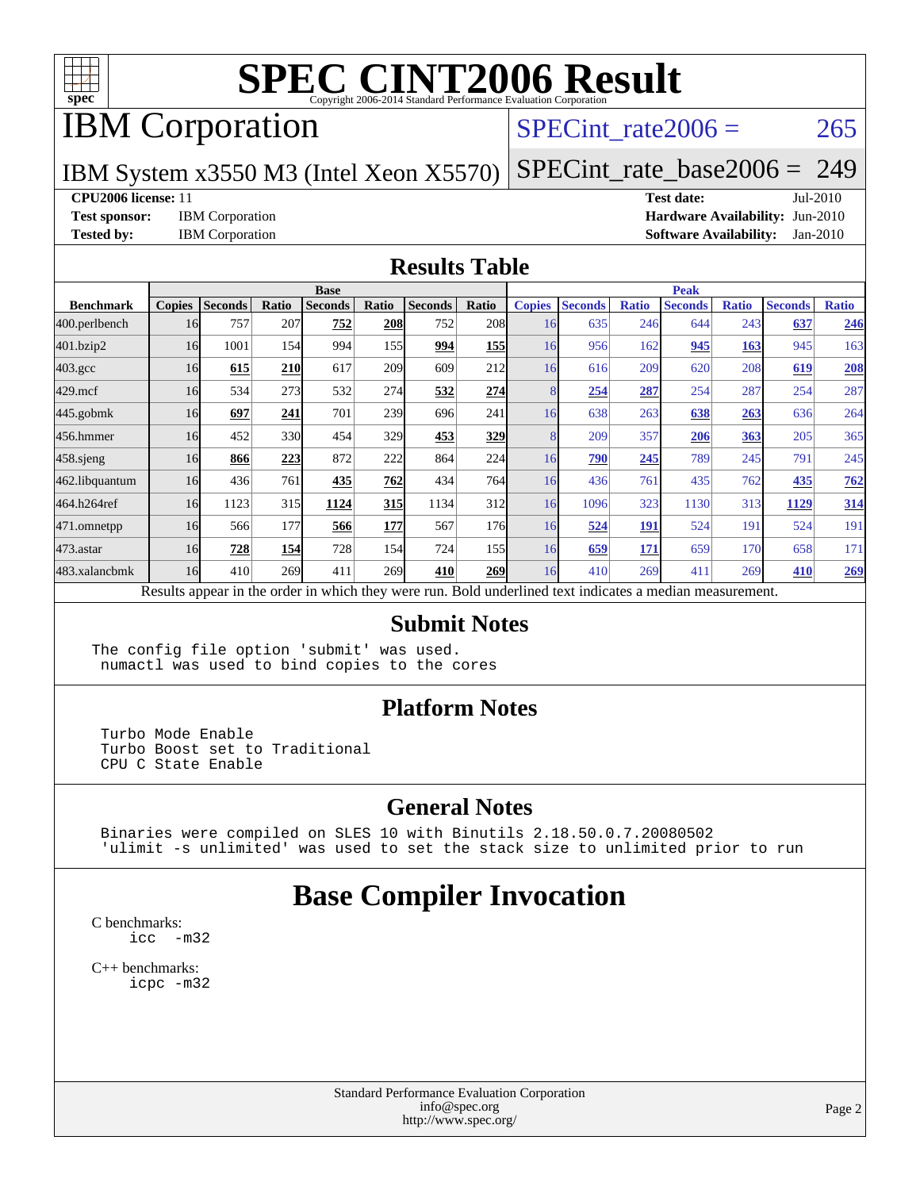# SPEC CINT2006 Result

Copyright 2006-2014 Standard Performance Evaluation Corporation

## IBM Corporation

SPECint_rate2006 = 265

IBM System x3550 M3 (Intel Xeon X5570)

SPECint_rate_base2006 = 249

**CPU2006 license:** 11
**Test sponsor:** IBM Corporation
**Tested by:** IBM Corporation

**Test date:** Jul-2010
**Hardware Availability:** Jun-2010
**Software Availability:** Jan-2010

## Results Table

| Benchmark | Base | | | | | | | Peak | | | | | | |
|---|---|---|---|---|---|---|---|---|---|---|---|---|---|---|
| | Copies | Seconds | Ratio | Seconds | Ratio | Seconds | Ratio | Copies | Seconds | Ratio | Seconds | Ratio | Seconds | Ratio |
| 400.perlbench | 16 | 757 | 207 | **752** | **208** | 752 | 208 | 16 | 635 | 246 | 644 | 243 | **637** | **246** |
| 401.bzip2 | 16 | 1001 | 154 | 994 | 155 | **994** | **155** | 16 | 956 | 162 | **945** | **163** | 945 | 163 |
| 403.gcc | 16 | **615** | **210** | 617 | 209 | 609 | 212 | 16 | 616 | 209 | 620 | 208 | **619** | **208** |
| 429.mcf | 16 | 534 | 273 | 532 | 274 | **532** | **274** | 8 | **254** | **287** | 254 | 287 | 254 | 287 |
| 445.gobmk | 16 | **697** | **241** | 701 | 239 | 696 | 241 | 16 | 638 | 263 | **638** | **263** | 636 | 264 |
| 456.hmmer | 16 | 452 | 330 | 454 | 329 | **453** | **329** | 8 | 209 | 357 | **206** | **363** | 205 | 365 |
| 458.sjeng | 16 | **866** | **223** | 872 | 222 | 864 | 224 | 16 | **790** | **245** | 789 | 245 | 791 | 245 |
| 462.libquantum | 16 | 436 | 761 | **435** | **762** | 434 | 764 | 16 | 436 | 761 | 435 | 762 | **435** | **762** |
| 464.h264ref | 16 | 1123 | 315 | **1124** | **315** | 1134 | 312 | 16 | 1096 | 323 | 1130 | 313 | **1129** | **314** |
| 471.omnetpp | 16 | 566 | 177 | **566** | **177** | 567 | 176 | 16 | **524** | **191** | 524 | 191 | 524 | 191 |
| 473.astar | 16 | **728** | **154** | 728 | 154 | 724 | 155 | 16 | **659** | **171** | 659 | 170 | 658 | 171 |
| 483.xalancbmk | 16 | 410 | 269 | 411 | 269 | **410** | **269** | 16 | 410 | 269 | 411 | 269 | **410** | **269** |

Results appear in the order in which they were run. Bold underlined text indicates a median measurement.

## Submit Notes

```
The config file option 'submit' was used.
 numactl was used to bind copies to the cores
```

## Platform Notes

```
Turbo Mode Enable
Turbo Boost set to Traditional
CPU C State Enable
```

## General Notes

```
Binaries were compiled on SLES 10 with Binutils 2.18.50.0.7.20080502
'ulimit -s unlimited' was used to set the stack size to unlimited prior to run
```

# Base Compiler Invocation

C benchmarks:
```
icc  -m32
```

C++ benchmarks:
```
icpc -m32
```

Standard Performance Evaluation Corporation
info@spec.org
http://www.spec.org/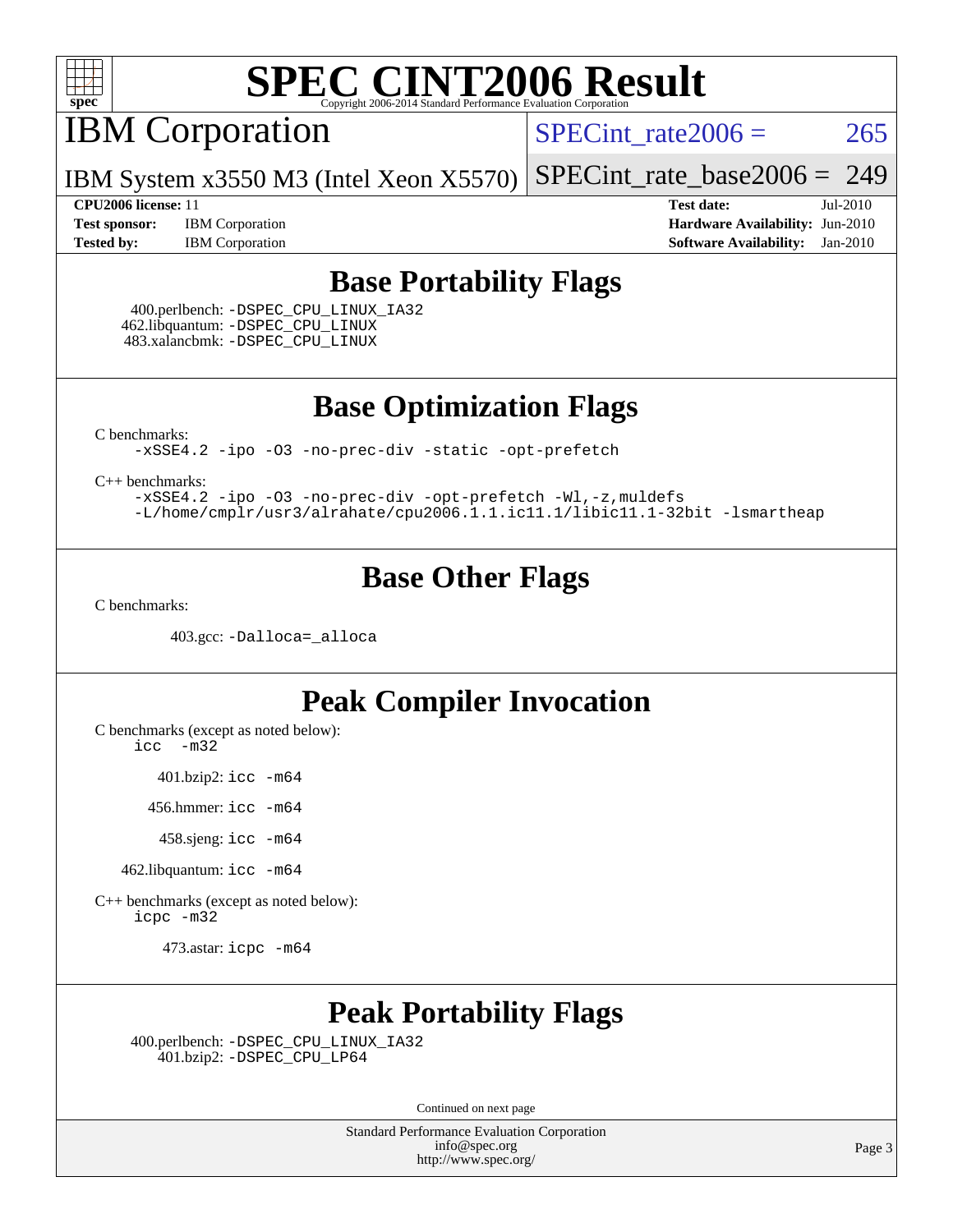# SPEC CINT2006 Result

Copyright 2006-2014 Standard Performance Evaluation Corporation

## IBM Corporation

IBM System x3550 M3 (Intel Xeon X5570)

SPECint_rate2006 = 265

SPECint_rate_base2006 = 249

**CPU2006 license:** 11
**Test sponsor:** IBM Corporation
**Tested by:** IBM Corporation

**Test date:** Jul-2010
**Hardware Availability:** Jun-2010
**Software Availability:** Jan-2010

## Base Portability Flags

400.perlbench: -DSPEC_CPU_LINUX_IA32
462.libquantum: -DSPEC_CPU_LINUX
483.xalancbmk: -DSPEC_CPU_LINUX

## Base Optimization Flags

C benchmarks:

```
-xSSE4.2 -ipo -O3 -no-prec-div -static -opt-prefetch
```

C++ benchmarks:

```
-xSSE4.2 -ipo -O3 -no-prec-div -opt-prefetch -Wl,-z,muldefs
-L/home/cmplr/usr3/alrahate/cpu2006.1.1.ic11.1/libic11.1-32bit -lsmartheap
```

## Base Other Flags

C benchmarks:

403.gcc: -Dalloca=_alloca

## Peak Compiler Invocation

C benchmarks (except as noted below):

```
icc -m32
```

401.bzip2: icc -m64

456.hmmer: icc -m64

458.sjeng: icc -m64

462.libquantum: icc -m64

C++ benchmarks (except as noted below):

```
icpc -m32
```

473.astar: icpc -m64

## Peak Portability Flags

400.perlbench: -DSPEC_CPU_LINUX_IA32
401.bzip2: -DSPEC_CPU_LP64

Continued on next page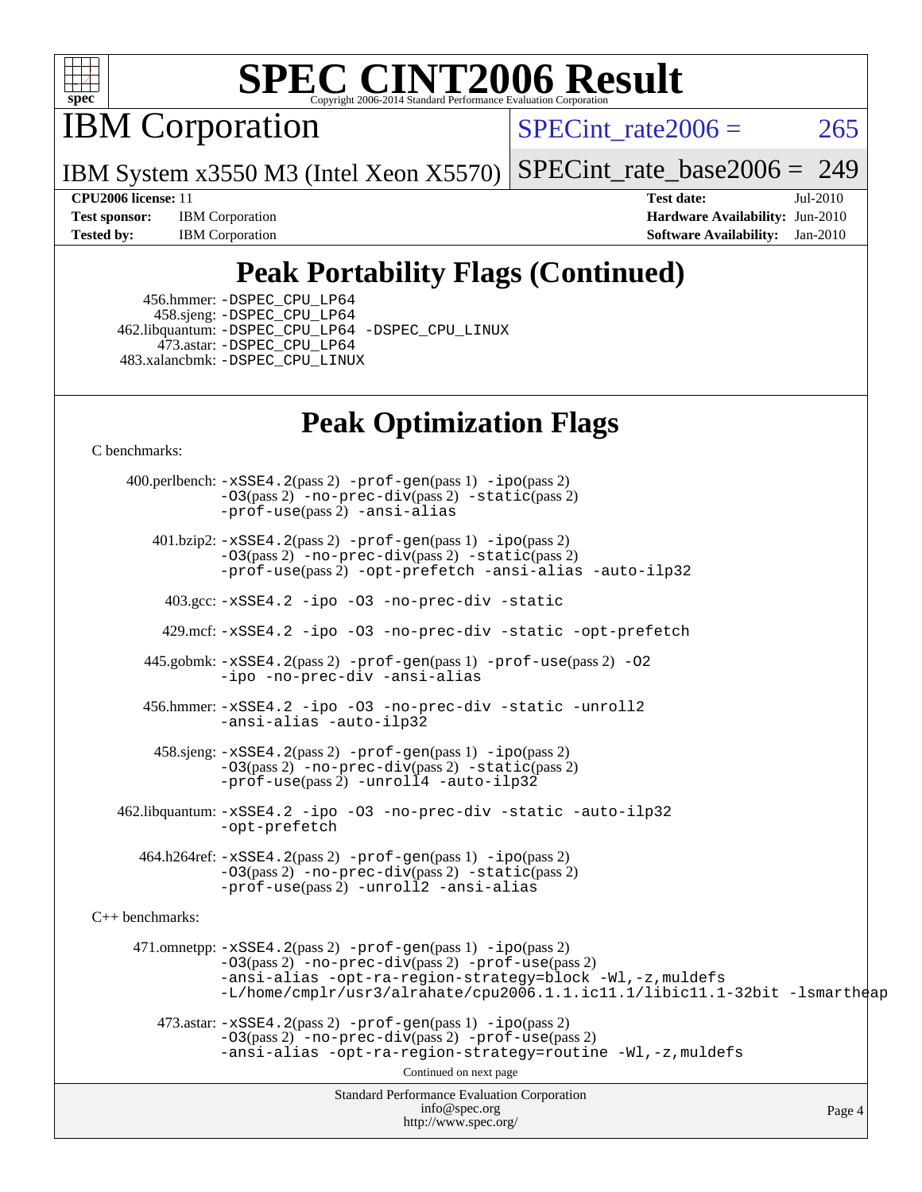# SPEC CINT2006 Result

Copyright 2006-2014 Standard Performance Evaluation Corporation

## IBM Corporation

IBM System x3550 M3 (Intel Xeon X5570)

SPECint_rate2006 = 265

SPECint_rate_base2006 = 249

**CPU2006 license:** 11
**Test sponsor:** IBM Corporation
**Tested by:** IBM Corporation

**Test date:** Jul-2010
**Hardware Availability:** Jun-2010
**Software Availability:** Jan-2010

## Peak Portability Flags (Continued)

456.hmmer: -DSPEC_CPU_LP64
458.sjeng: -DSPEC_CPU_LP64
462.libquantum: -DSPEC_CPU_LP64 -DSPEC_CPU_LINUX
473.astar: -DSPEC_CPU_LP64
483.xalancbmk: -DSPEC_CPU_LINUX

## Peak Optimization Flags

C benchmarks:

400.perlbench: -xSSE4.2(pass 2) -prof-gen(pass 1) -ipo(pass 2) -O3(pass 2) -no-prec-div(pass 2) -static(pass 2) -prof-use(pass 2) -ansi-alias

401.bzip2: -xSSE4.2(pass 2) -prof-gen(pass 1) -ipo(pass 2) -O3(pass 2) -no-prec-div(pass 2) -static(pass 2) -prof-use(pass 2) -opt-prefetch -ansi-alias -auto-ilp32

403.gcc: -xSSE4.2 -ipo -O3 -no-prec-div -static

429.mcf: -xSSE4.2 -ipo -O3 -no-prec-div -static -opt-prefetch

445.gobmk: -xSSE4.2(pass 2) -prof-gen(pass 1) -prof-use(pass 2) -O2 -ipo -no-prec-div -ansi-alias

456.hmmer: -xSSE4.2 -ipo -O3 -no-prec-div -static -unroll2 -ansi-alias -auto-ilp32

458.sjeng: -xSSE4.2(pass 2) -prof-gen(pass 1) -ipo(pass 2) -O3(pass 2) -no-prec-div(pass 2) -static(pass 2) -prof-use(pass 2) -unroll4 -auto-ilp32

462.libquantum: -xSSE4.2 -ipo -O3 -no-prec-div -static -auto-ilp32 -opt-prefetch

464.h264ref: -xSSE4.2(pass 2) -prof-gen(pass 1) -ipo(pass 2) -O3(pass 2) -no-prec-div(pass 2) -static(pass 2) -prof-use(pass 2) -unroll2 -ansi-alias

C++ benchmarks:

471.omnetpp: -xSSE4.2(pass 2) -prof-gen(pass 1) -ipo(pass 2) -O3(pass 2) -no-prec-div(pass 2) -prof-use(pass 2) -ansi-alias -opt-ra-region-strategy=block -Wl,-z,muldefs -L/home/cmplr/usr3/alrahate/cpu2006.1.1.ic11.1/libic11.1-32bit -lsmartheap

473.astar: -xSSE4.2(pass 2) -prof-gen(pass 1) -ipo(pass 2) -O3(pass 2) -no-prec-div(pass 2) -prof-use(pass 2) -ansi-alias -opt-ra-region-strategy=routine -Wl,-z,muldefs

Continued on next page

Standard Performance Evaluation Corporation
info@spec.org
http://www.spec.org/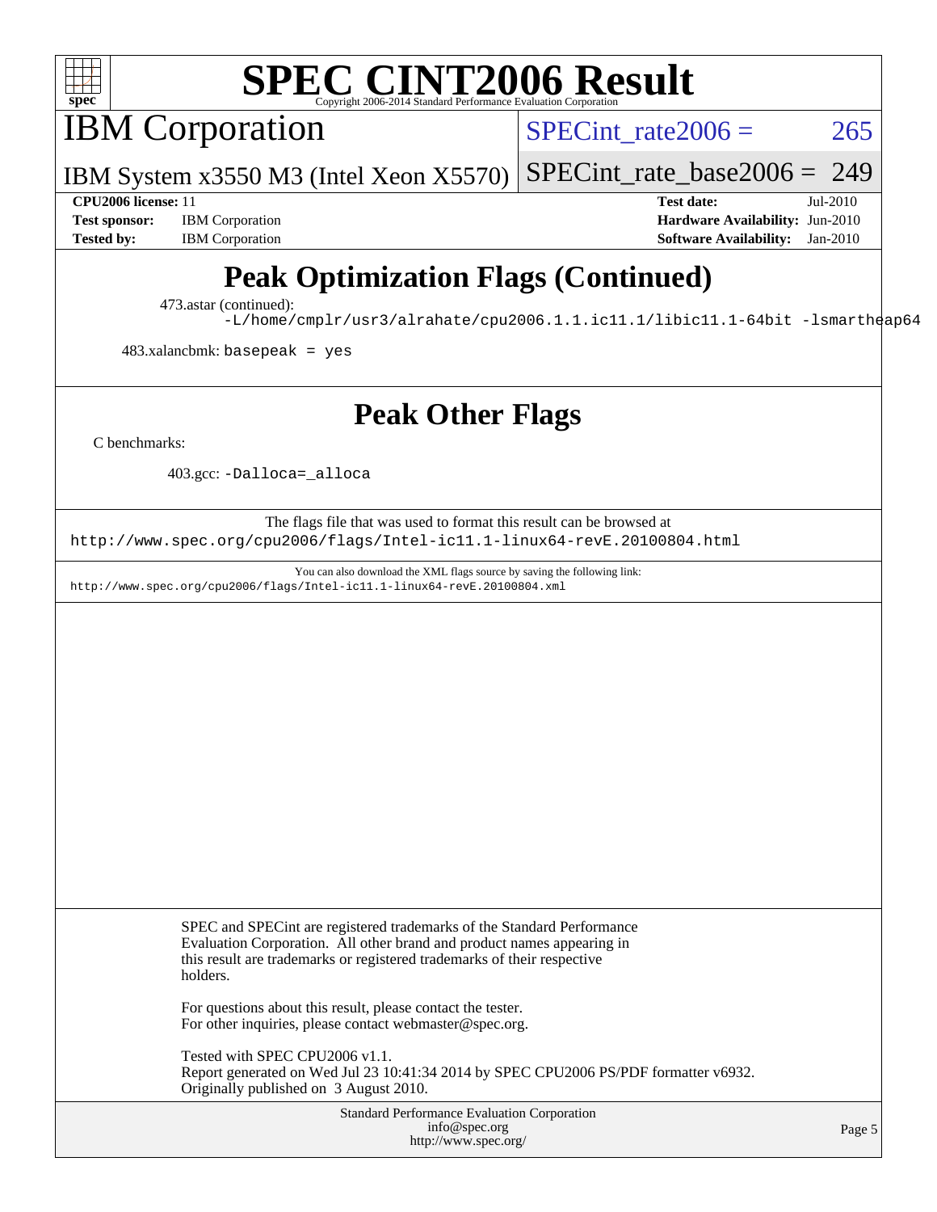# Peak Optimization Flags (Continued)

473.astar (continued):
`-L/home/cmplr/usr3/alrahate/cpu2006.1.1.ic11.1/libic11.1-64bit -lsmartheap64`

483.xalancbmk: `basepeak = yes`

# Peak Other Flags

C benchmarks:

403.gcc: `-Dalloca=_alloca`

The flags file that was used to format this result can be browsed at
http://www.spec.org/cpu2006/flags/Intel-ic11.1-linux64-revE.20100804.html

You can also download the XML flags source by saving the following link:
http://www.spec.org/cpu2006/flags/Intel-ic11.1-linux64-revE.20100804.xml

SPEC and SPECint are registered trademarks of the Standard Performance Evaluation Corporation. All other brand and product names appearing in this result are trademarks or registered trademarks of their respective holders.

For questions about this result, please contact the tester.
For other inquiries, please contact webmaster@spec.org.

Tested with SPEC CPU2006 v1.1.
Report generated on Wed Jul 23 10:41:34 2014 by SPEC CPU2006 PS/PDF formatter v6932.
Originally published on 3 August 2010.